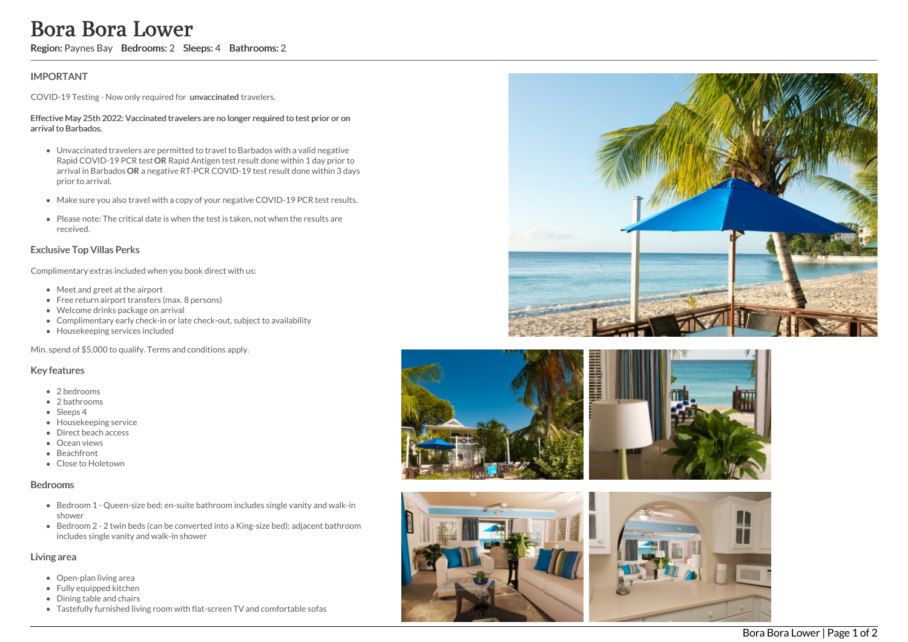# Bora Bora Lower

**Region:** Paynes Bay **Bedrooms:** 2 **Sleeps:** 4 **Bathrooms:** 2

## IMPORTANT

COVID-19 Testing - Now only required for **unvaccinated** travelers.

**Effective May 25th 2022: Vaccinated travelers are no longer required to test prior or on arrival to Barbados.**

- Unvaccinated travelers are permitted to travel to Barbados with a valid negative Rapid COVID-19 PCR test **OR** Rapid Antigen test result done within 1 day prior to arrival in Barbados **OR** a negative RT-PCR COVID-19 test result done within 3 days prior to arrival.
- Make sure you also travel with a copy of your negative COVID-19 PCR test results.
- Please note: The critical date is when the test is taken, not when the results are received.

## Exclusive Top Villas Perks

Complimentary extras included when you book direct with us:

- Meet and greet at the airport
- Free return airport transfers (max. 8 persons)
- Welcome drinks package on arrival
- Complimentary early check-in or late check-out, subject to availability
- Housekeeping services included

Min. spend of $5,000 to qualify. Terms and conditions apply.

## Key features

- 2 bedrooms
- 2 bathrooms
- Sleeps 4
- Housekeeping service
- Direct beach access
- Ocean views
- Beachfront
- Close to Holetown

## Bedrooms

- Bedroom 1 - Queen-size bed; en-suite bathroom includes single vanity and walk-in shower
- Bedroom 2 - 2 twin beds (can be converted into a King-size bed); adjacent bathroom includes single vanity and walk-in shower

## Living area

- Open-plan living area
- Fully equipped kitchen
- Dining table and chairs
- Tastefully furnished living room with flat-screen TV and comfortable sofas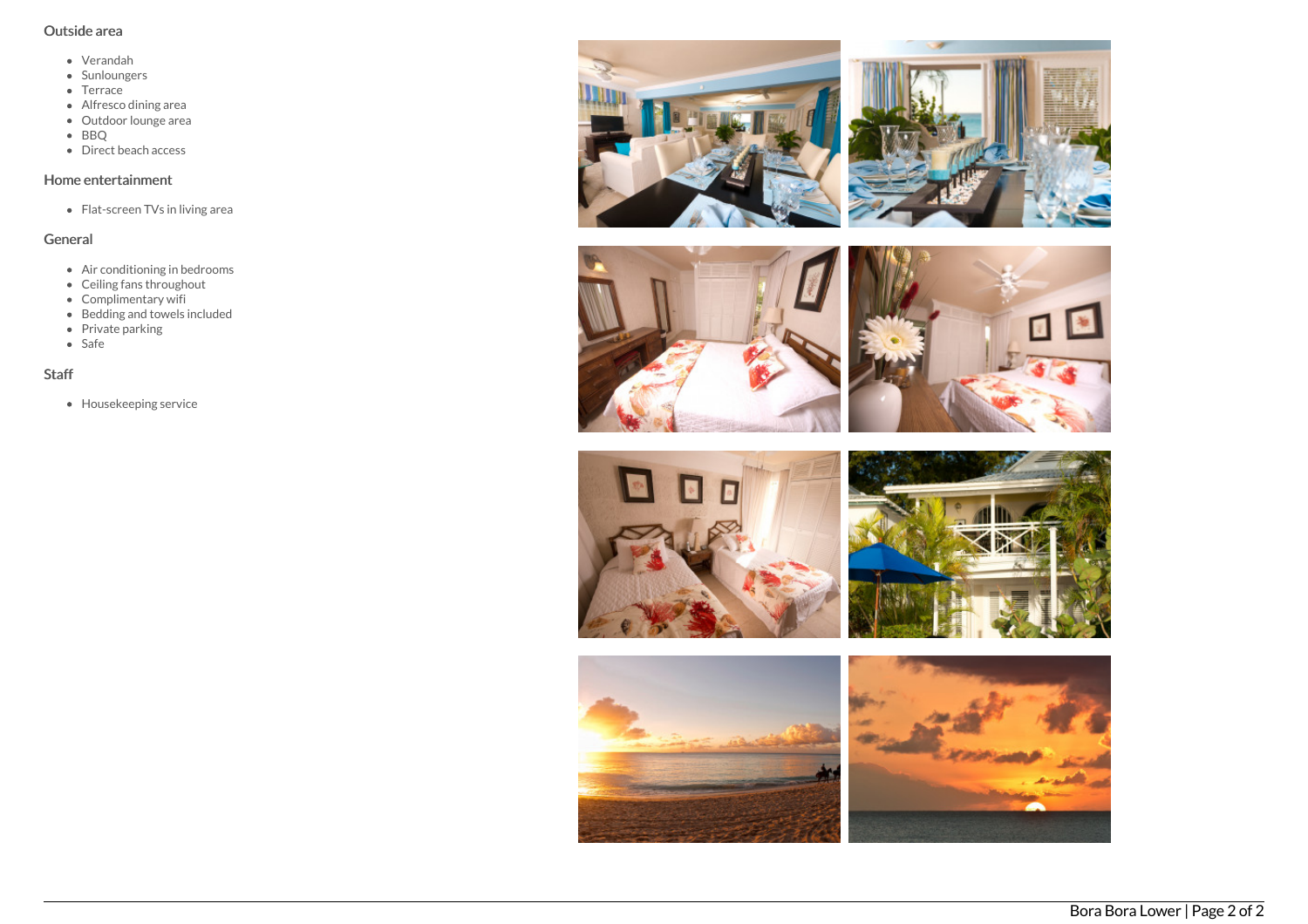## Outside area

- Verandah
- Sunloungers
- Terrace
- Alfresco dining area
- Outdoor lounge area
- BBQ
- Direct beach access

## Home entertainment

- Flat-screen TVs in living area

## General

- Air conditioning in bedrooms
- Ceiling fans throughout
- Complimentary wifi
- Bedding and towels included
- Private parking
- Safe

## Staff

- Housekeeping service